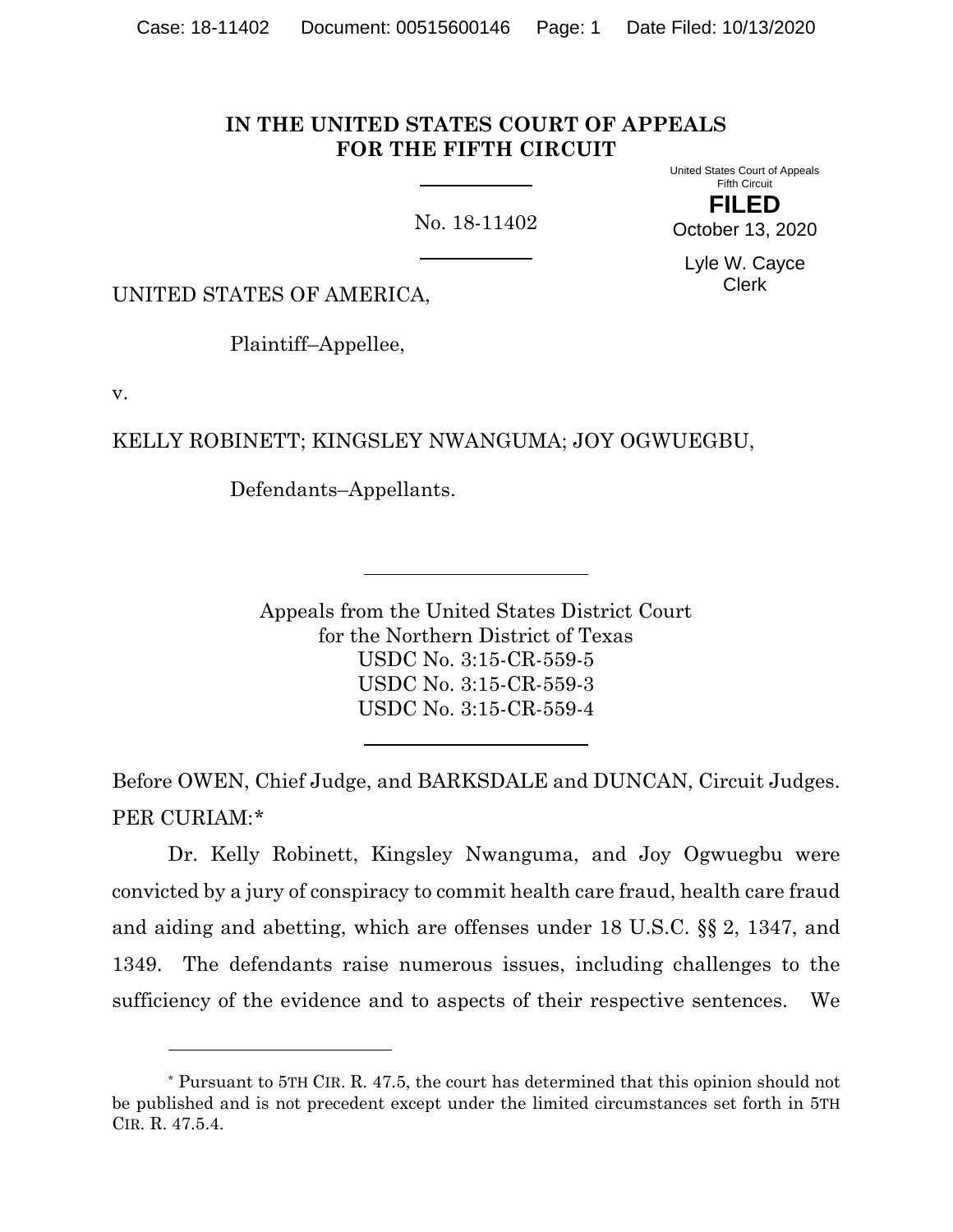# IN THE UNITED STATES COURT OF APPEALS FOR THE FIFTH CIRCUIT

No. 18-11402

United States Court of Appeals
Fifth Circuit

**FILED**

October 13, 2020

Lyle W. Cayce
Clerk

UNITED STATES OF AMERICA,

Plaintiff–Appellee,

v.

KELLY ROBINETT; KINGSLEY NWANGUMA; JOY OGWUEGBU,

Defendants–Appellants.

Appeals from the United States District Court
for the Northern District of Texas
USDC No. 3:15-CR-559-5
USDC No. 3:15-CR-559-3
USDC No. 3:15-CR-559-4

Before OWEN, Chief Judge, and BARKSDALE and DUNCAN, Circuit Judges.

PER CURIAM:*

Dr. Kelly Robinett, Kingsley Nwanguma, and Joy Ogwuegbu were convicted by a jury of conspiracy to commit health care fraud, health care fraud and aiding and abetting, which are offenses under 18 U.S.C. §§ 2, 1347, and 1349. The defendants raise numerous issues, including challenges to the sufficiency of the evidence and to aspects of their respective sentences. We

* Pursuant to 5TH CIR. R. 47.5, the court has determined that this opinion should not be published and is not precedent except under the limited circumstances set forth in 5TH CIR. R. 47.5.4.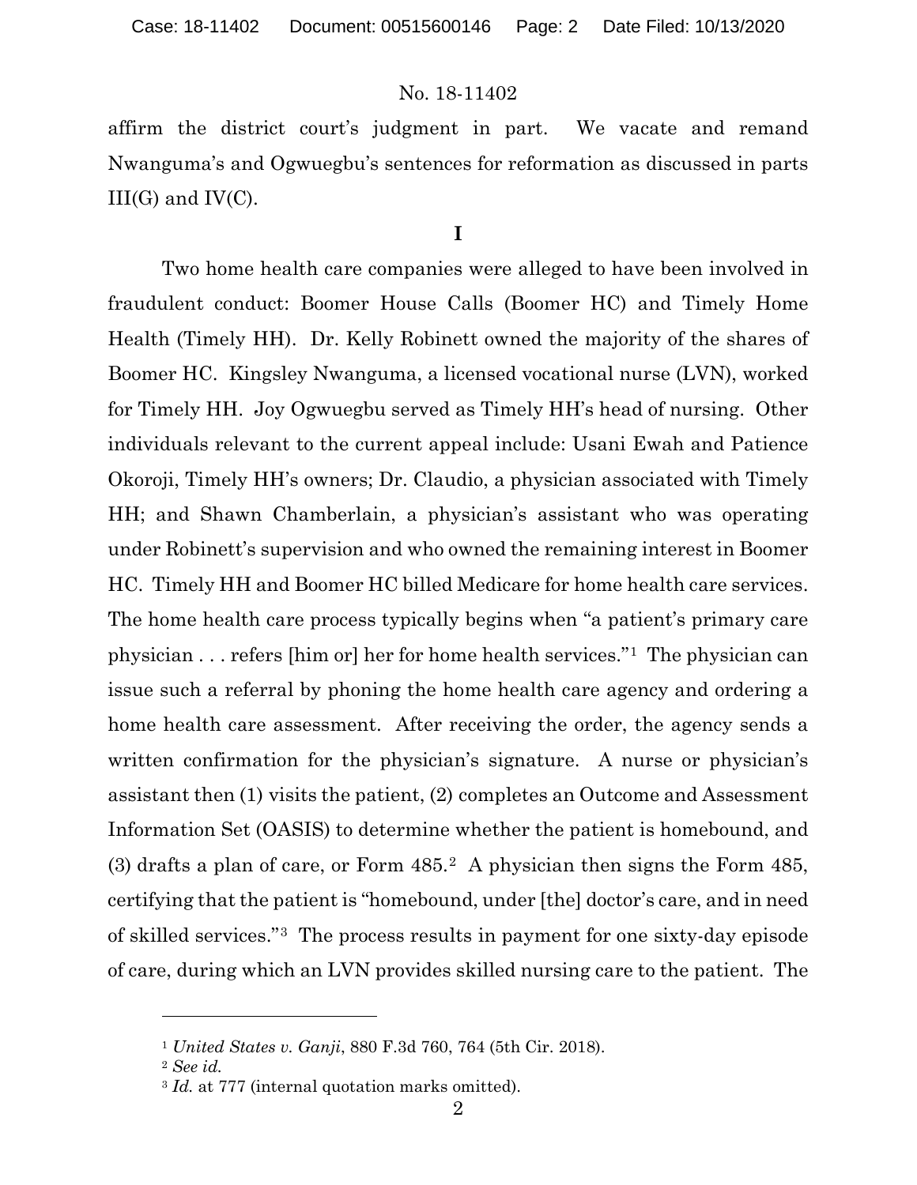affirm the district court's judgment in part. We vacate and remand Nwanguma's and Ogwuegbu's sentences for reformation as discussed in parts III(G) and IV(C).

## I

Two home health care companies were alleged to have been involved in fraudulent conduct: Boomer House Calls (Boomer HC) and Timely Home Health (Timely HH). Dr. Kelly Robinett owned the majority of the shares of Boomer HC. Kingsley Nwanguma, a licensed vocational nurse (LVN), worked for Timely HH. Joy Ogwuegbu served as Timely HH's head of nursing. Other individuals relevant to the current appeal include: Usani Ewah and Patience Okoroji, Timely HH's owners; Dr. Claudio, a physician associated with Timely HH; and Shawn Chamberlain, a physician's assistant who was operating under Robinett's supervision and who owned the remaining interest in Boomer HC. Timely HH and Boomer HC billed Medicare for home health care services. The home health care process typically begins when "a patient's primary care physician . . . refers [him or] her for home health services."[1] The physician can issue such a referral by phoning the home health care agency and ordering a home health care assessment. After receiving the order, the agency sends a written confirmation for the physician's signature. A nurse or physician's assistant then (1) visits the patient, (2) completes an Outcome and Assessment Information Set (OASIS) to determine whether the patient is homebound, and (3) drafts a plan of care, or Form 485.[2] A physician then signs the Form 485, certifying that the patient is "homebound, under [the] doctor's care, and in need of skilled services."[3] The process results in payment for one sixty-day episode of care, during which an LVN provides skilled nursing care to the patient. The

---

[1] *United States v. Ganji*, 880 F.3d 760, 764 (5th Cir. 2018).

[2] *See id.*

[3] *Id.* at 777 (internal quotation marks omitted).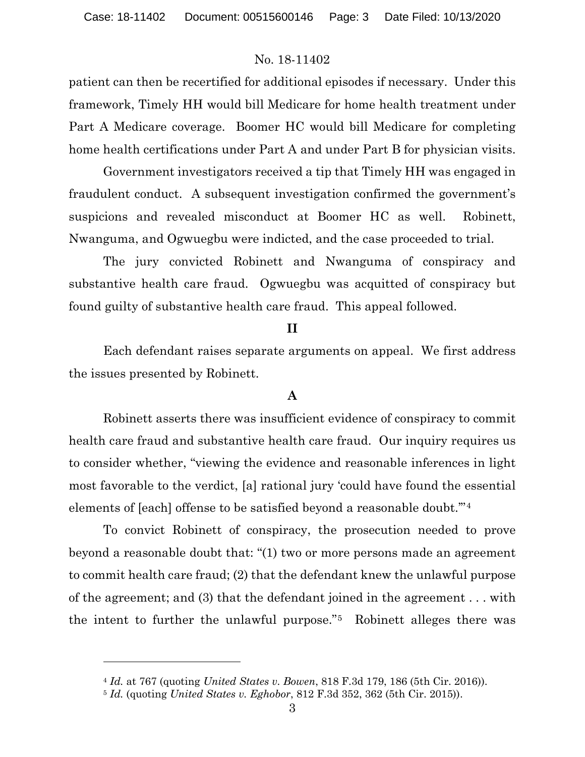patient can then be recertified for additional episodes if necessary. Under this framework, Timely HH would bill Medicare for home health treatment under Part A Medicare coverage. Boomer HC would bill Medicare for completing home health certifications under Part A and under Part B for physician visits.

Government investigators received a tip that Timely HH was engaged in fraudulent conduct. A subsequent investigation confirmed the government's suspicions and revealed misconduct at Boomer HC as well. Robinett, Nwanguma, and Ogwuegbu were indicted, and the case proceeded to trial.

The jury convicted Robinett and Nwanguma of conspiracy and substantive health care fraud. Ogwuegbu was acquitted of conspiracy but found guilty of substantive health care fraud. This appeal followed.

## II

Each defendant raises separate arguments on appeal. We first address the issues presented by Robinett.

### A

Robinett asserts there was insufficient evidence of conspiracy to commit health care fraud and substantive health care fraud. Our inquiry requires us to consider whether, "viewing the evidence and reasonable inferences in light most favorable to the verdict, [a] rational jury 'could have found the essential elements of [each] offense to be satisfied beyond a reasonable doubt.'"[4]

To convict Robinett of conspiracy, the prosecution needed to prove beyond a reasonable doubt that: "(1) two or more persons made an agreement to commit health care fraud; (2) that the defendant knew the unlawful purpose of the agreement; and (3) that the defendant joined in the agreement . . . with the intent to further the unlawful purpose."[5] Robinett alleges there was

---

[4] *Id.* at 767 (quoting *United States v. Bowen*, 818 F.3d 179, 186 (5th Cir. 2016)).

[5] *Id.* (quoting *United States v. Eghobor*, 812 F.3d 352, 362 (5th Cir. 2015)).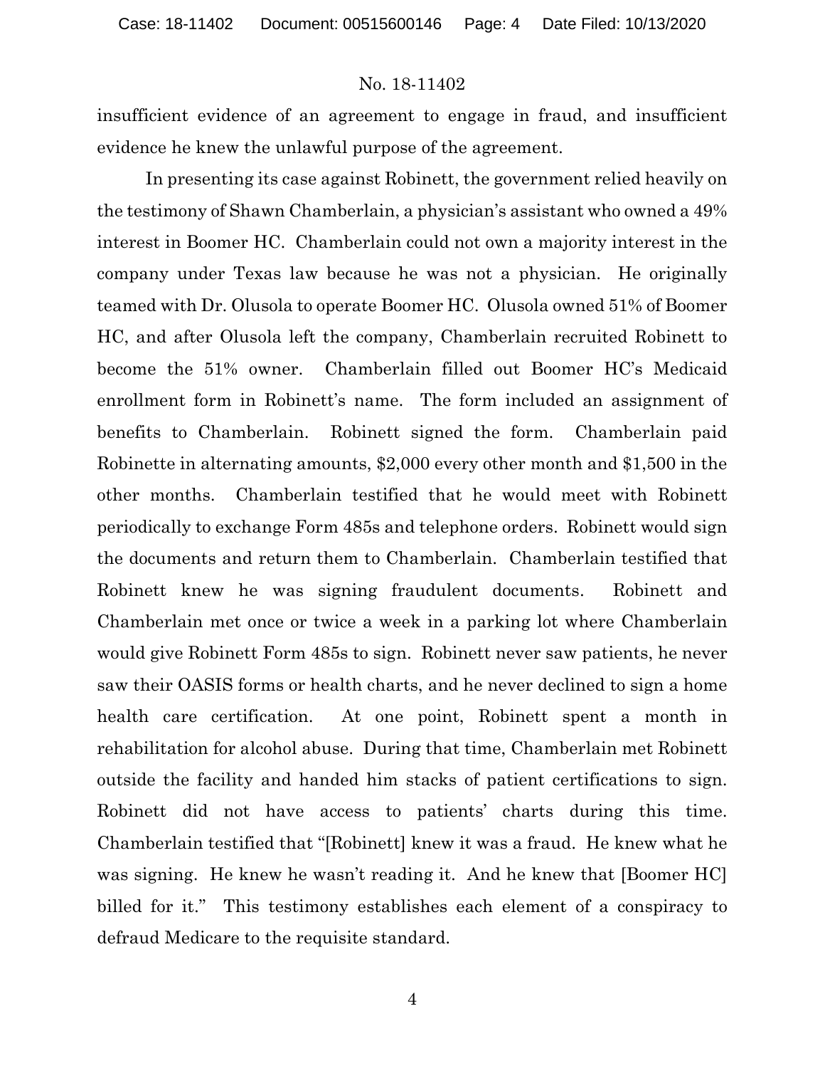insufficient evidence of an agreement to engage in fraud, and insufficient evidence he knew the unlawful purpose of the agreement.

In presenting its case against Robinett, the government relied heavily on the testimony of Shawn Chamberlain, a physician's assistant who owned a 49% interest in Boomer HC. Chamberlain could not own a majority interest in the company under Texas law because he was not a physician. He originally teamed with Dr. Olusola to operate Boomer HC. Olusola owned 51% of Boomer HC, and after Olusola left the company, Chamberlain recruited Robinett to become the 51% owner. Chamberlain filled out Boomer HC's Medicaid enrollment form in Robinett's name. The form included an assignment of benefits to Chamberlain. Robinett signed the form. Chamberlain paid Robinette in alternating amounts, \$2,000 every other month and \$1,500 in the other months. Chamberlain testified that he would meet with Robinett periodically to exchange Form 485s and telephone orders. Robinett would sign the documents and return them to Chamberlain. Chamberlain testified that Robinett knew he was signing fraudulent documents. Robinett and Chamberlain met once or twice a week in a parking lot where Chamberlain would give Robinett Form 485s to sign. Robinett never saw patients, he never saw their OASIS forms or health charts, and he never declined to sign a home health care certification. At one point, Robinett spent a month in rehabilitation for alcohol abuse. During that time, Chamberlain met Robinett outside the facility and handed him stacks of patient certifications to sign. Robinett did not have access to patients' charts during this time. Chamberlain testified that "[Robinett] knew it was a fraud. He knew what he was signing. He knew he wasn't reading it. And he knew that [Boomer HC] billed for it." This testimony establishes each element of a conspiracy to defraud Medicare to the requisite standard.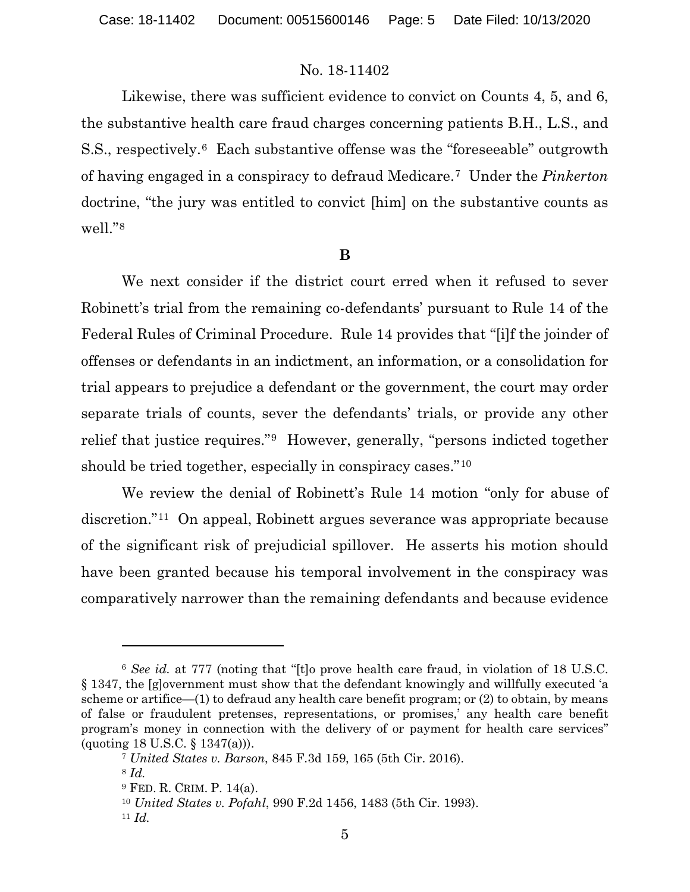Likewise, there was sufficient evidence to convict on Counts 4, 5, and 6, the substantive health care fraud charges concerning patients B.H., L.S., and S.S., respectively.[6] Each substantive offense was the "foreseeable" outgrowth of having engaged in a conspiracy to defraud Medicare.[7] Under the *Pinkerton* doctrine, "the jury was entitled to convict [him] on the substantive counts as well."[8]

### B

We next consider if the district court erred when it refused to sever Robinett's trial from the remaining co-defendants' pursuant to Rule 14 of the Federal Rules of Criminal Procedure. Rule 14 provides that "[i]f the joinder of offenses or defendants in an indictment, an information, or a consolidation for trial appears to prejudice a defendant or the government, the court may order separate trials of counts, sever the defendants' trials, or provide any other relief that justice requires."[9] However, generally, "persons indicted together should be tried together, especially in conspiracy cases."[10]

We review the denial of Robinett's Rule 14 motion "only for abuse of discretion."[11] On appeal, Robinett argues severance was appropriate because of the significant risk of prejudicial spillover. He asserts his motion should have been granted because his temporal involvement in the conspiracy was comparatively narrower than the remaining defendants and because evidence

---

[6] *See id.* at 777 (noting that "[t]o prove health care fraud, in violation of 18 U.S.C. § 1347, the [g]overnment must show that the defendant knowingly and willfully executed 'a scheme or artifice—(1) to defraud any health care benefit program; or (2) to obtain, by means of false or fraudulent pretenses, representations, or promises,' any health care benefit program's money in connection with the delivery of or payment for health care services" (quoting 18 U.S.C. § 1347(a))).

[7] *United States v. Barson*, 845 F.3d 159, 165 (5th Cir. 2016).

[8] *Id.*

[9] FED. R. CRIM. P. 14(a).

[10] *United States v. Pofahl*, 990 F.2d 1456, 1483 (5th Cir. 1993).

[11] *Id.*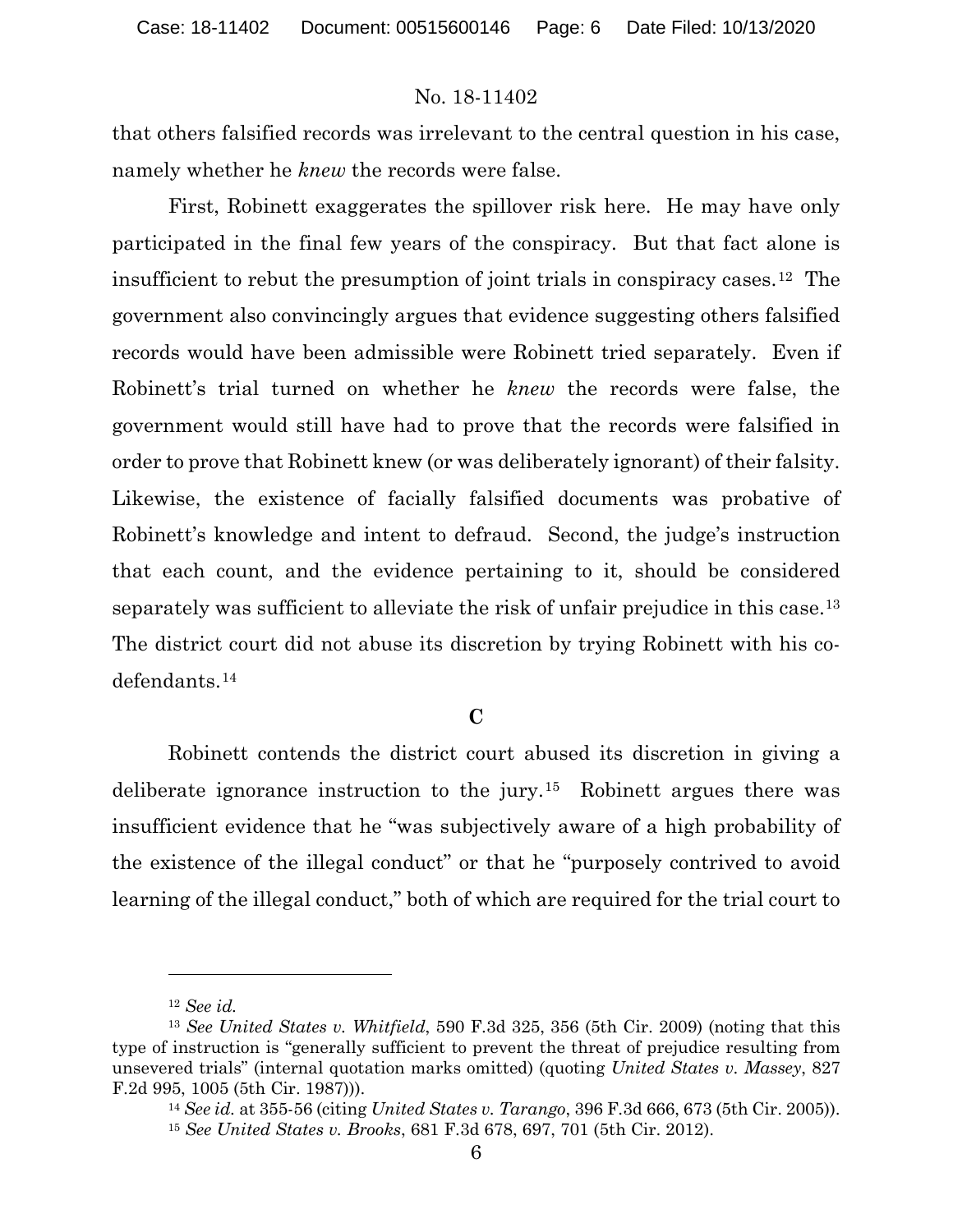that others falsified records was irrelevant to the central question in his case, namely whether he *knew* the records were false.

First, Robinett exaggerates the spillover risk here. He may have only participated in the final few years of the conspiracy. But that fact alone is insufficient to rebut the presumption of joint trials in conspiracy cases.[12] The government also convincingly argues that evidence suggesting others falsified records would have been admissible were Robinett tried separately. Even if Robinett's trial turned on whether he *knew* the records were false, the government would still have had to prove that the records were falsified in order to prove that Robinett knew (or was deliberately ignorant) of their falsity. Likewise, the existence of facially falsified documents was probative of Robinett's knowledge and intent to defraud. Second, the judge's instruction that each count, and the evidence pertaining to it, should be considered separately was sufficient to alleviate the risk of unfair prejudice in this case.[13] The district court did not abuse its discretion by trying Robinett with his co-defendants.[14]

### C

Robinett contends the district court abused its discretion in giving a deliberate ignorance instruction to the jury.[15] Robinett argues there was insufficient evidence that he "was subjectively aware of a high probability of the existence of the illegal conduct" or that he "purposely contrived to avoid learning of the illegal conduct," both of which are required for the trial court to

---

[12] *See id.*

[13] *See United States v. Whitfield*, 590 F.3d 325, 356 (5th Cir. 2009) (noting that this type of instruction is "generally sufficient to prevent the threat of prejudice resulting from unsevered trials" (internal quotation marks omitted) (quoting *United States v. Massey*, 827 F.2d 995, 1005 (5th Cir. 1987))).

[14] *See id.* at 355-56 (citing *United States v. Tarango*, 396 F.3d 666, 673 (5th Cir. 2005)).

[15] *See United States v. Brooks*, 681 F.3d 678, 697, 701 (5th Cir. 2012).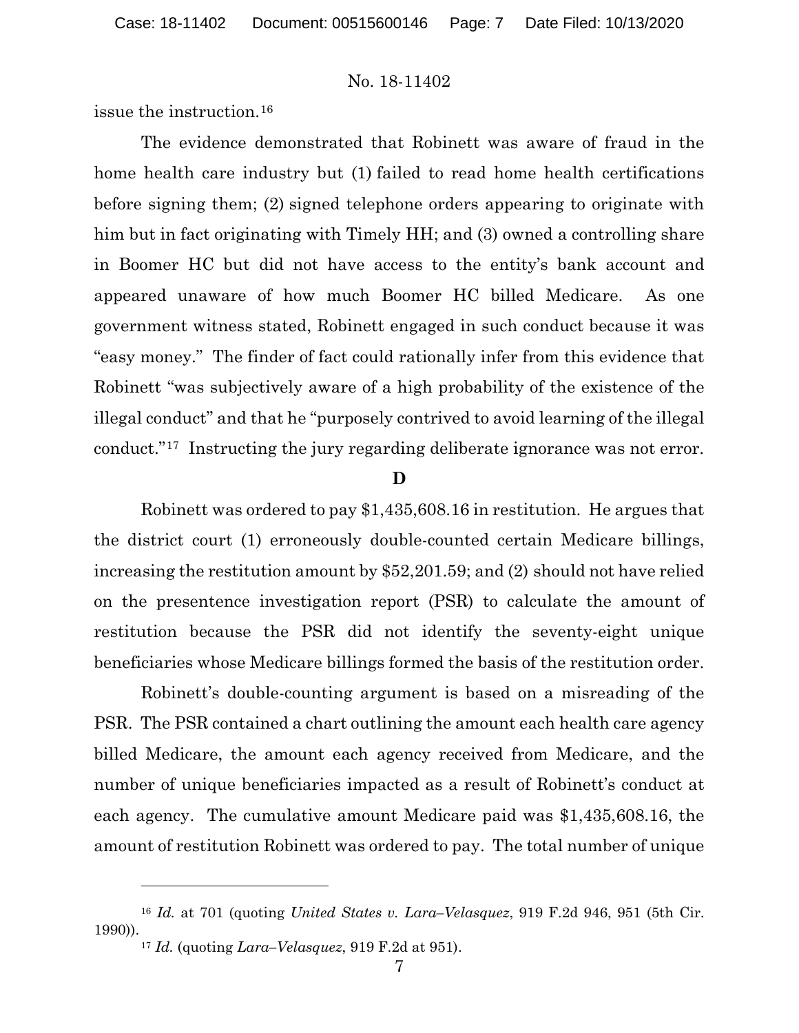issue the instruction.[16]

The evidence demonstrated that Robinett was aware of fraud in the home health care industry but (1) failed to read home health certifications before signing them; (2) signed telephone orders appearing to originate with him but in fact originating with Timely HH; and (3) owned a controlling share in Boomer HC but did not have access to the entity's bank account and appeared unaware of how much Boomer HC billed Medicare. As one government witness stated, Robinett engaged in such conduct because it was "easy money." The finder of fact could rationally infer from this evidence that Robinett "was subjectively aware of a high probability of the existence of the illegal conduct" and that he "purposely contrived to avoid learning of the illegal conduct."[17] Instructing the jury regarding deliberate ignorance was not error.

**D**

Robinett was ordered to pay $1,435,608.16 in restitution. He argues that the district court (1) erroneously double-counted certain Medicare billings, increasing the restitution amount by $52,201.59; and (2) should not have relied on the presentence investigation report (PSR) to calculate the amount of restitution because the PSR did not identify the seventy-eight unique beneficiaries whose Medicare billings formed the basis of the restitution order.

Robinett's double-counting argument is based on a misreading of the PSR. The PSR contained a chart outlining the amount each health care agency billed Medicare, the amount each agency received from Medicare, and the number of unique beneficiaries impacted as a result of Robinett's conduct at each agency. The cumulative amount Medicare paid was $1,435,608.16, the amount of restitution Robinett was ordered to pay. The total number of unique

---

[16] *Id.* at 701 (quoting *United States v. Lara–Velasquez*, 919 F.2d 946, 951 (5th Cir. 1990)).

[17] *Id.* (quoting *Lara–Velasquez*, 919 F.2d at 951).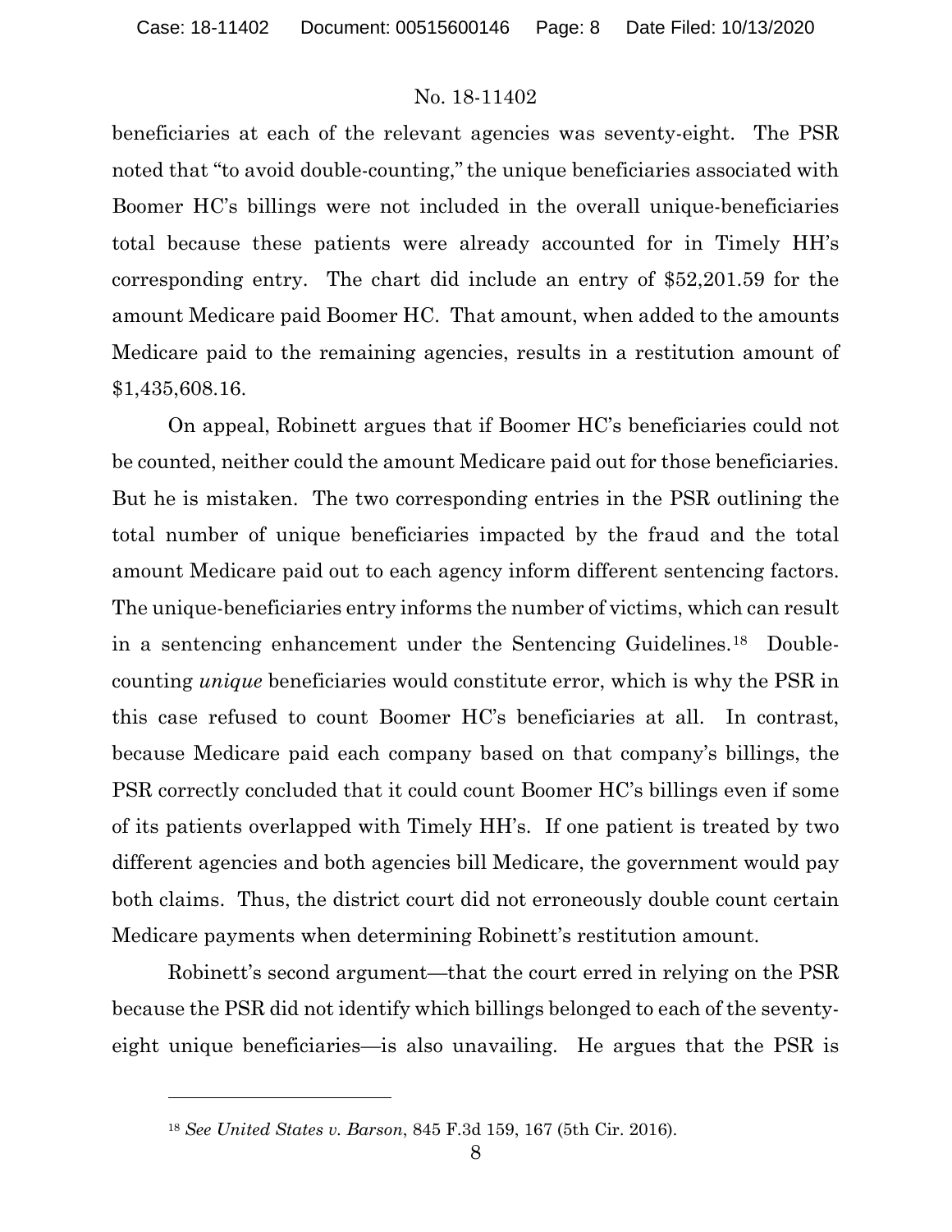beneficiaries at each of the relevant agencies was seventy-eight. The PSR noted that "to avoid double-counting," the unique beneficiaries associated with Boomer HC's billings were not included in the overall unique-beneficiaries total because these patients were already accounted for in Timely HH's corresponding entry. The chart did include an entry of $52,201.59 for the amount Medicare paid Boomer HC. That amount, when added to the amounts Medicare paid to the remaining agencies, results in a restitution amount of $1,435,608.16.

On appeal, Robinett argues that if Boomer HC's beneficiaries could not be counted, neither could the amount Medicare paid out for those beneficiaries. But he is mistaken. The two corresponding entries in the PSR outlining the total number of unique beneficiaries impacted by the fraud and the total amount Medicare paid out to each agency inform different sentencing factors. The unique-beneficiaries entry informs the number of victims, which can result in a sentencing enhancement under the Sentencing Guidelines.[18] Double-counting *unique* beneficiaries would constitute error, which is why the PSR in this case refused to count Boomer HC's beneficiaries at all. In contrast, because Medicare paid each company based on that company's billings, the PSR correctly concluded that it could count Boomer HC's billings even if some of its patients overlapped with Timely HH's. If one patient is treated by two different agencies and both agencies bill Medicare, the government would pay both claims. Thus, the district court did not erroneously double count certain Medicare payments when determining Robinett's restitution amount.

Robinett's second argument—that the court erred in relying on the PSR because the PSR did not identify which billings belonged to each of the seventy-eight unique beneficiaries—is also unavailing. He argues that the PSR is

---

[18] *See United States v. Barson*, 845 F.3d 159, 167 (5th Cir. 2016).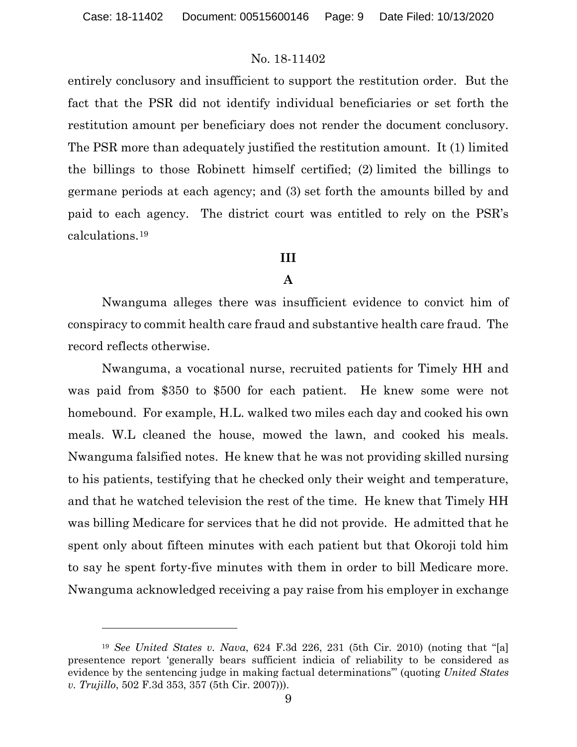entirely conclusory and insufficient to support the restitution order. But the fact that the PSR did not identify individual beneficiaries or set forth the restitution amount per beneficiary does not render the document conclusory. The PSR more than adequately justified the restitution amount. It (1) limited the billings to those Robinett himself certified; (2) limited the billings to germane periods at each agency; and (3) set forth the amounts billed by and paid to each agency. The district court was entitled to rely on the PSR's calculations.[19]

## III

### A

Nwanguma alleges there was insufficient evidence to convict him of conspiracy to commit health care fraud and substantive health care fraud. The record reflects otherwise.

Nwanguma, a vocational nurse, recruited patients for Timely HH and was paid from $350 to $500 for each patient. He knew some were not homebound. For example, H.L. walked two miles each day and cooked his own meals. W.L cleaned the house, mowed the lawn, and cooked his meals. Nwanguma falsified notes. He knew that he was not providing skilled nursing to his patients, testifying that he checked only their weight and temperature, and that he watched television the rest of the time. He knew that Timely HH was billing Medicare for services that he did not provide. He admitted that he spent only about fifteen minutes with each patient but that Okoroji told him to say he spent forty-five minutes with them in order to bill Medicare more. Nwanguma acknowledged receiving a pay raise from his employer in exchange

---

[19] *See United States v. Nava*, 624 F.3d 226, 231 (5th Cir. 2010) (noting that "[a] presentence report 'generally bears sufficient indicia of reliability to be considered as evidence by the sentencing judge in making factual determinations'" (quoting *United States v. Trujillo*, 502 F.3d 353, 357 (5th Cir. 2007))).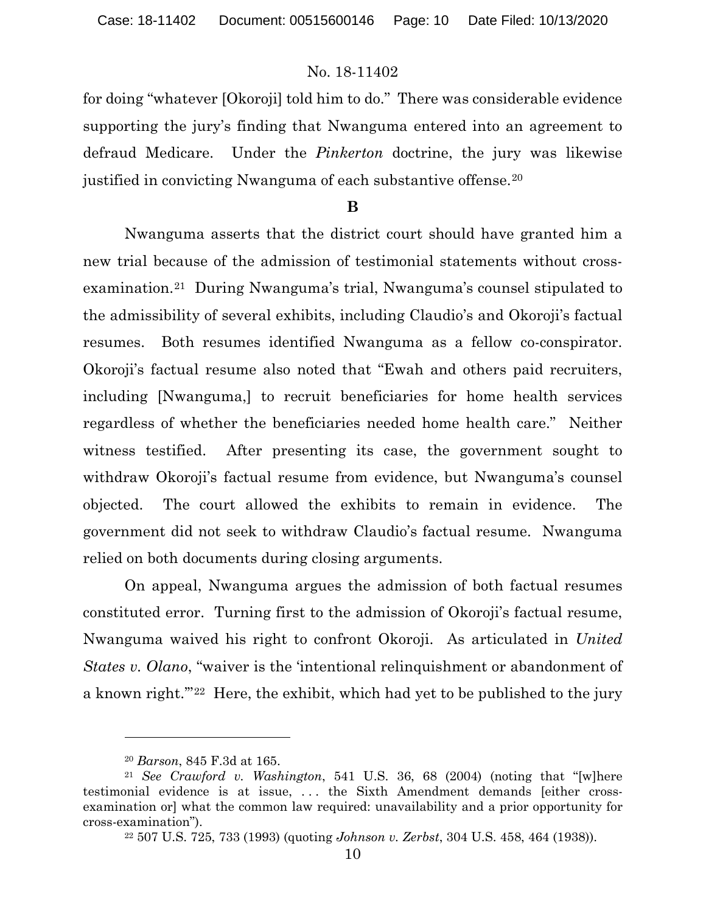for doing "whatever [Okoroji] told him to do." There was considerable evidence supporting the jury's finding that Nwanguma entered into an agreement to defraud Medicare. Under the *Pinkerton* doctrine, the jury was likewise justified in convicting Nwanguma of each substantive offense.[20]

**B**

Nwanguma asserts that the district court should have granted him a new trial because of the admission of testimonial statements without cross-examination.[21] During Nwanguma's trial, Nwanguma's counsel stipulated to the admissibility of several exhibits, including Claudio's and Okoroji's factual resumes. Both resumes identified Nwanguma as a fellow co-conspirator. Okoroji's factual resume also noted that "Ewah and others paid recruiters, including [Nwanguma,] to recruit beneficiaries for home health services regardless of whether the beneficiaries needed home health care." Neither witness testified. After presenting its case, the government sought to withdraw Okoroji's factual resume from evidence, but Nwanguma's counsel objected. The court allowed the exhibits to remain in evidence. The government did not seek to withdraw Claudio's factual resume. Nwanguma relied on both documents during closing arguments.

On appeal, Nwanguma argues the admission of both factual resumes constituted error. Turning first to the admission of Okoroji's factual resume, Nwanguma waived his right to confront Okoroji. As articulated in *United States v. Olano*, "waiver is the 'intentional relinquishment or abandonment of a known right.'"[22] Here, the exhibit, which had yet to be published to the jury

---

[20] *Barson*, 845 F.3d at 165.

[21] *See Crawford v. Washington*, 541 U.S. 36, 68 (2004) (noting that "[w]here testimonial evidence is at issue, . . . the Sixth Amendment demands [either cross-examination or] what the common law required: unavailability and a prior opportunity for cross-examination").

[22] 507 U.S. 725, 733 (1993) (quoting *Johnson v. Zerbst*, 304 U.S. 458, 464 (1938)).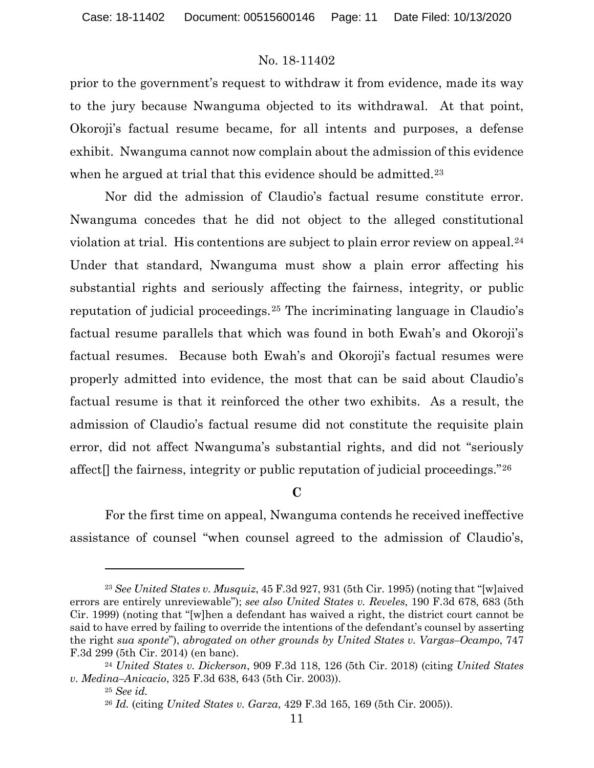prior to the government's request to withdraw it from evidence, made its way to the jury because Nwanguma objected to its withdrawal. At that point, Okoroji's factual resume became, for all intents and purposes, a defense exhibit. Nwanguma cannot now complain about the admission of this evidence when he argued at trial that this evidence should be admitted.[23]

Nor did the admission of Claudio's factual resume constitute error. Nwanguma concedes that he did not object to the alleged constitutional violation at trial. His contentions are subject to plain error review on appeal.[24] Under that standard, Nwanguma must show a plain error affecting his substantial rights and seriously affecting the fairness, integrity, or public reputation of judicial proceedings.[25] The incriminating language in Claudio's factual resume parallels that which was found in both Ewah's and Okoroji's factual resumes. Because both Ewah's and Okoroji's factual resumes were properly admitted into evidence, the most that can be said about Claudio's factual resume is that it reinforced the other two exhibits. As a result, the admission of Claudio's factual resume did not constitute the requisite plain error, did not affect Nwanguma's substantial rights, and did not "seriously affect[] the fairness, integrity or public reputation of judicial proceedings."[26]

**C**

For the first time on appeal, Nwanguma contends he received ineffective assistance of counsel "when counsel agreed to the admission of Claudio's,

---

[23] *See United States v. Musquiz*, 45 F.3d 927, 931 (5th Cir. 1995) (noting that "[w]aived errors are entirely unreviewable"); *see also United States v. Reveles*, 190 F.3d 678, 683 (5th Cir. 1999) (noting that "[w]hen a defendant has waived a right, the district court cannot be said to have erred by failing to override the intentions of the defendant's counsel by asserting the right *sua sponte*"), *abrogated on other grounds by United States v. Vargas–Ocampo*, 747 F.3d 299 (5th Cir. 2014) (en banc).

[24] *United States v. Dickerson*, 909 F.3d 118, 126 (5th Cir. 2018) (citing *United States v. Medina–Anicacio*, 325 F.3d 638, 643 (5th Cir. 2003)).

[25] *See id.*

[26] *Id.* (citing *United States v. Garza*, 429 F.3d 165, 169 (5th Cir. 2005)).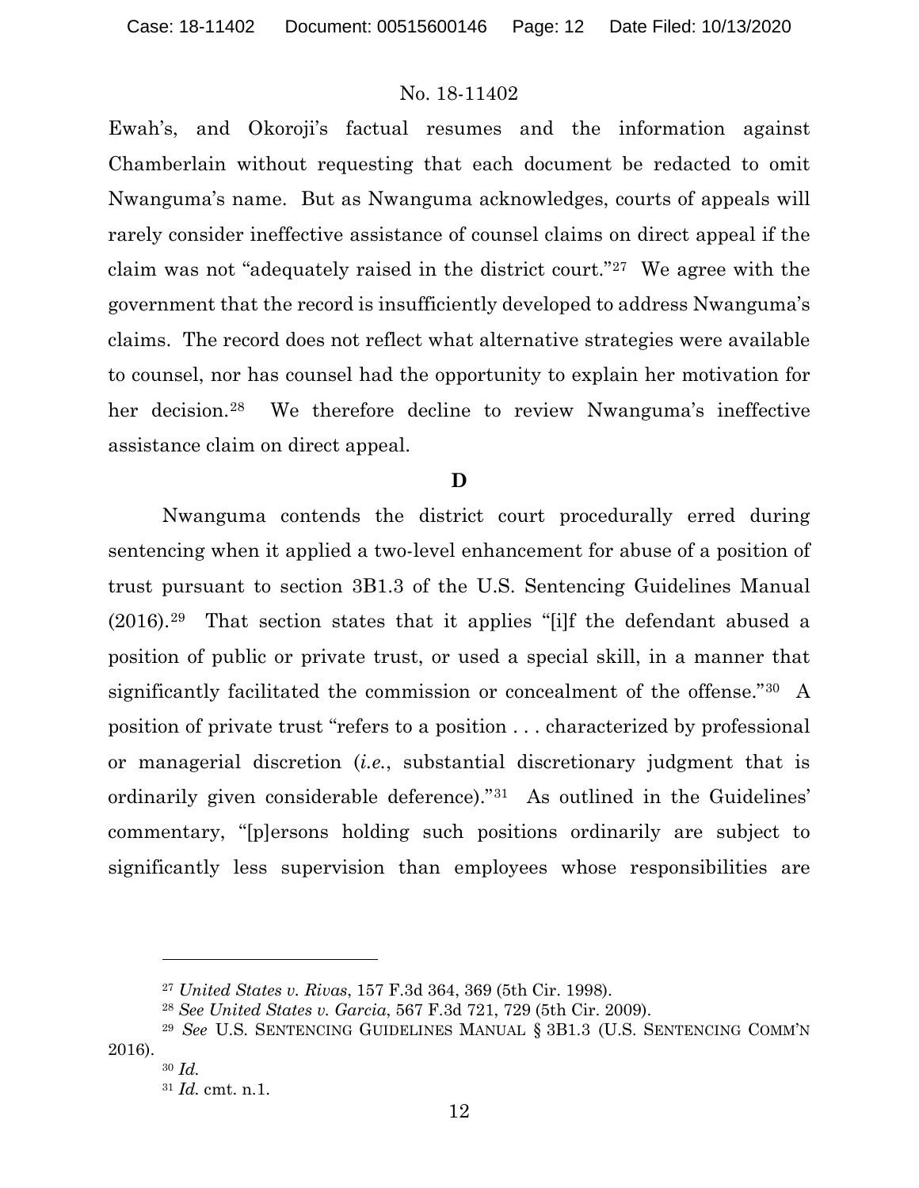Ewah's, and Okoroji's factual resumes and the information against Chamberlain without requesting that each document be redacted to omit Nwanguma's name. But as Nwanguma acknowledges, courts of appeals will rarely consider ineffective assistance of counsel claims on direct appeal if the claim was not "adequately raised in the district court."[27] We agree with the government that the record is insufficiently developed to address Nwanguma's claims. The record does not reflect what alternative strategies were available to counsel, nor has counsel had the opportunity to explain her motivation for her decision.[28] We therefore decline to review Nwanguma's ineffective assistance claim on direct appeal.

### D

Nwanguma contends the district court procedurally erred during sentencing when it applied a two-level enhancement for abuse of a position of trust pursuant to section 3B1.3 of the U.S. Sentencing Guidelines Manual (2016).[29] That section states that it applies "[i]f the defendant abused a position of public or private trust, or used a special skill, in a manner that significantly facilitated the commission or concealment of the offense."[30] A position of private trust "refers to a position . . . characterized by professional or managerial discretion (*i.e.*, substantial discretionary judgment that is ordinarily given considerable deference)."[31] As outlined in the Guidelines' commentary, "[p]ersons holding such positions ordinarily are subject to significantly less supervision than employees whose responsibilities are

---

[27] *United States v. Rivas*, 157 F.3d 364, 369 (5th Cir. 1998).

[28] *See United States v. Garcia*, 567 F.3d 721, 729 (5th Cir. 2009).

[29] *See* U.S. SENTENCING GUIDELINES MANUAL § 3B1.3 (U.S. SENTENCING COMM'N 2016).

[30] *Id.*

[31] *Id.* cmt. n.1.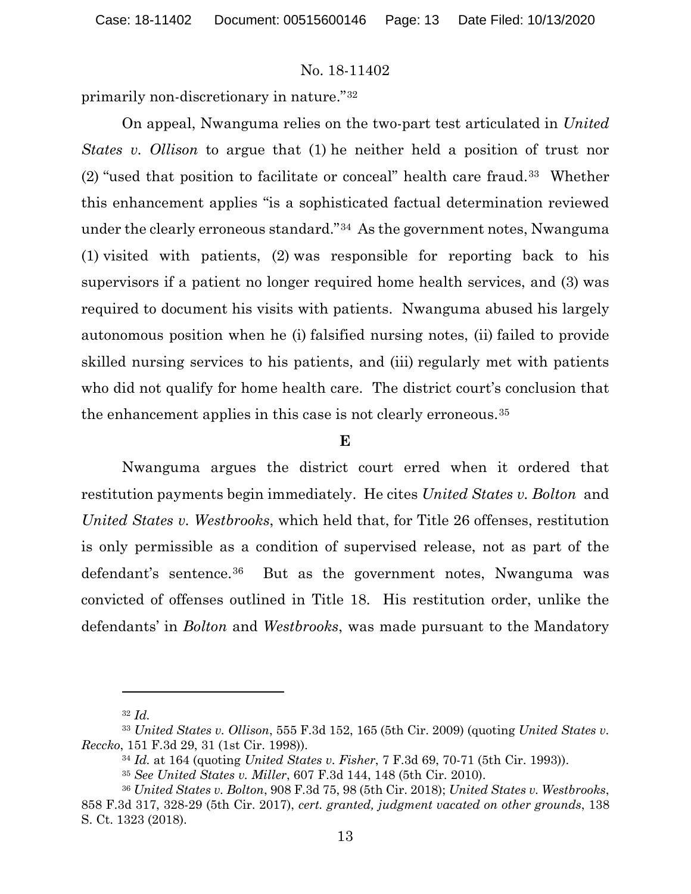primarily non-discretionary in nature."[32]

On appeal, Nwanguma relies on the two-part test articulated in *United States v. Ollison* to argue that (1) he neither held a position of trust nor (2) "used that position to facilitate or conceal" health care fraud.[33] Whether this enhancement applies "is a sophisticated factual determination reviewed under the clearly erroneous standard."[34] As the government notes, Nwanguma (1) visited with patients, (2) was responsible for reporting back to his supervisors if a patient no longer required home health services, and (3) was required to document his visits with patients. Nwanguma abused his largely autonomous position when he (i) falsified nursing notes, (ii) failed to provide skilled nursing services to his patients, and (iii) regularly met with patients who did not qualify for home health care. The district court's conclusion that the enhancement applies in this case is not clearly erroneous.[35]

**E**

Nwanguma argues the district court erred when it ordered that restitution payments begin immediately. He cites *United States v. Bolton* and *United States v. Westbrooks*, which held that, for Title 26 offenses, restitution is only permissible as a condition of supervised release, not as part of the defendant's sentence.[36] But as the government notes, Nwanguma was convicted of offenses outlined in Title 18. His restitution order, unlike the defendants' in *Bolton* and *Westbrooks*, was made pursuant to the Mandatory

---

[32] *Id.*

[33] *United States v. Ollison*, 555 F.3d 152, 165 (5th Cir. 2009) (quoting *United States v. Reccko*, 151 F.3d 29, 31 (1st Cir. 1998)).

[34] *Id.* at 164 (quoting *United States v. Fisher*, 7 F.3d 69, 70-71 (5th Cir. 1993)).

[35] *See United States v. Miller*, 607 F.3d 144, 148 (5th Cir. 2010).

[36] *United States v. Bolton*, 908 F.3d 75, 98 (5th Cir. 2018); *United States v. Westbrooks*, 858 F.3d 317, 328-29 (5th Cir. 2017), *cert. granted, judgment vacated on other grounds*, 138 S. Ct. 1323 (2018).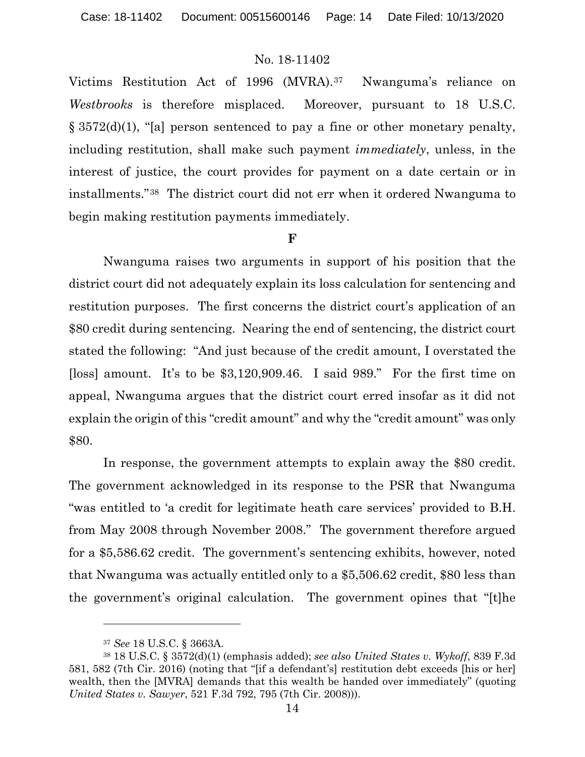Victims Restitution Act of 1996 (MVRA).[37] Nwanguma's reliance on *Westbrooks* is therefore misplaced. Moreover, pursuant to 18 U.S.C. § 3572(d)(1), "[a] person sentenced to pay a fine or other monetary penalty, including restitution, shall make such payment *immediately*, unless, in the interest of justice, the court provides for payment on a date certain or in installments."[38] The district court did not err when it ordered Nwanguma to begin making restitution payments immediately.

**F**

Nwanguma raises two arguments in support of his position that the district court did not adequately explain its loss calculation for sentencing and restitution purposes. The first concerns the district court's application of an $80 credit during sentencing. Nearing the end of sentencing, the district court stated the following: "And just because of the credit amount, I overstated the [loss] amount. It's to be $3,120,909.46. I said 989." For the first time on appeal, Nwanguma argues that the district court erred insofar as it did not explain the origin of this "credit amount" and why the "credit amount" was only $80.

In response, the government attempts to explain away the $80 credit. The government acknowledged in its response to the PSR that Nwanguma "was entitled to 'a credit for legitimate heath care services' provided to B.H. from May 2008 through November 2008." The government therefore argued for a $5,586.62 credit. The government's sentencing exhibits, however, noted that Nwanguma was actually entitled only to a $5,506.62 credit, $80 less than the government's original calculation. The government opines that "[t]he

---

[37] *See* 18 U.S.C. § 3663A.

[38] 18 U.S.C. § 3572(d)(1) (emphasis added); *see also United States v. Wykoff*, 839 F.3d 581, 582 (7th Cir. 2016) (noting that "[if a defendant's] restitution debt exceeds [his or her] wealth, then the [MVRA] demands that this wealth be handed over immediately" (quoting *United States v. Sawyer*, 521 F.3d 792, 795 (7th Cir. 2008))).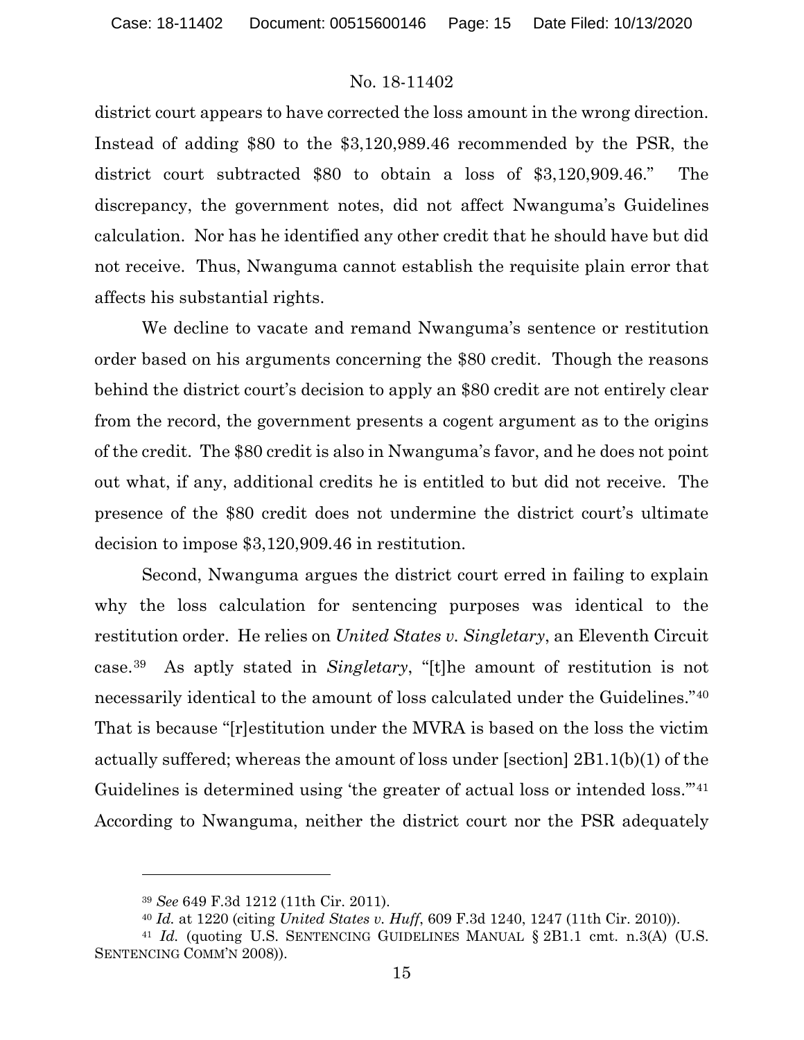district court appears to have corrected the loss amount in the wrong direction. Instead of adding \$80 to the \$3,120,989.46 recommended by the PSR, the district court subtracted \$80 to obtain a loss of \$3,120,909.46." The discrepancy, the government notes, did not affect Nwanguma's Guidelines calculation. Nor has he identified any other credit that he should have but did not receive. Thus, Nwanguma cannot establish the requisite plain error that affects his substantial rights.

We decline to vacate and remand Nwanguma's sentence or restitution order based on his arguments concerning the \$80 credit. Though the reasons behind the district court's decision to apply an \$80 credit are not entirely clear from the record, the government presents a cogent argument as to the origins of the credit. The \$80 credit is also in Nwanguma's favor, and he does not point out what, if any, additional credits he is entitled to but did not receive. The presence of the \$80 credit does not undermine the district court's ultimate decision to impose \$3,120,909.46 in restitution.

Second, Nwanguma argues the district court erred in failing to explain why the loss calculation for sentencing purposes was identical to the restitution order. He relies on *United States v. Singletary*, an Eleventh Circuit case.[39] As aptly stated in *Singletary*, "[t]he amount of restitution is not necessarily identical to the amount of loss calculated under the Guidelines."[40] That is because "[r]estitution under the MVRA is based on the loss the victim actually suffered; whereas the amount of loss under [section] 2B1.1(b)(1) of the Guidelines is determined using 'the greater of actual loss or intended loss.'"[41] According to Nwanguma, neither the district court nor the PSR adequately

---

[39] *See* 649 F.3d 1212 (11th Cir. 2011).

[40] *Id.* at 1220 (citing *United States v. Huff*, 609 F.3d 1240, 1247 (11th Cir. 2010)).

[41] *Id.* (quoting U.S. SENTENCING GUIDELINES MANUAL § 2B1.1 cmt. n.3(A) (U.S. SENTENCING COMM'N 2008)).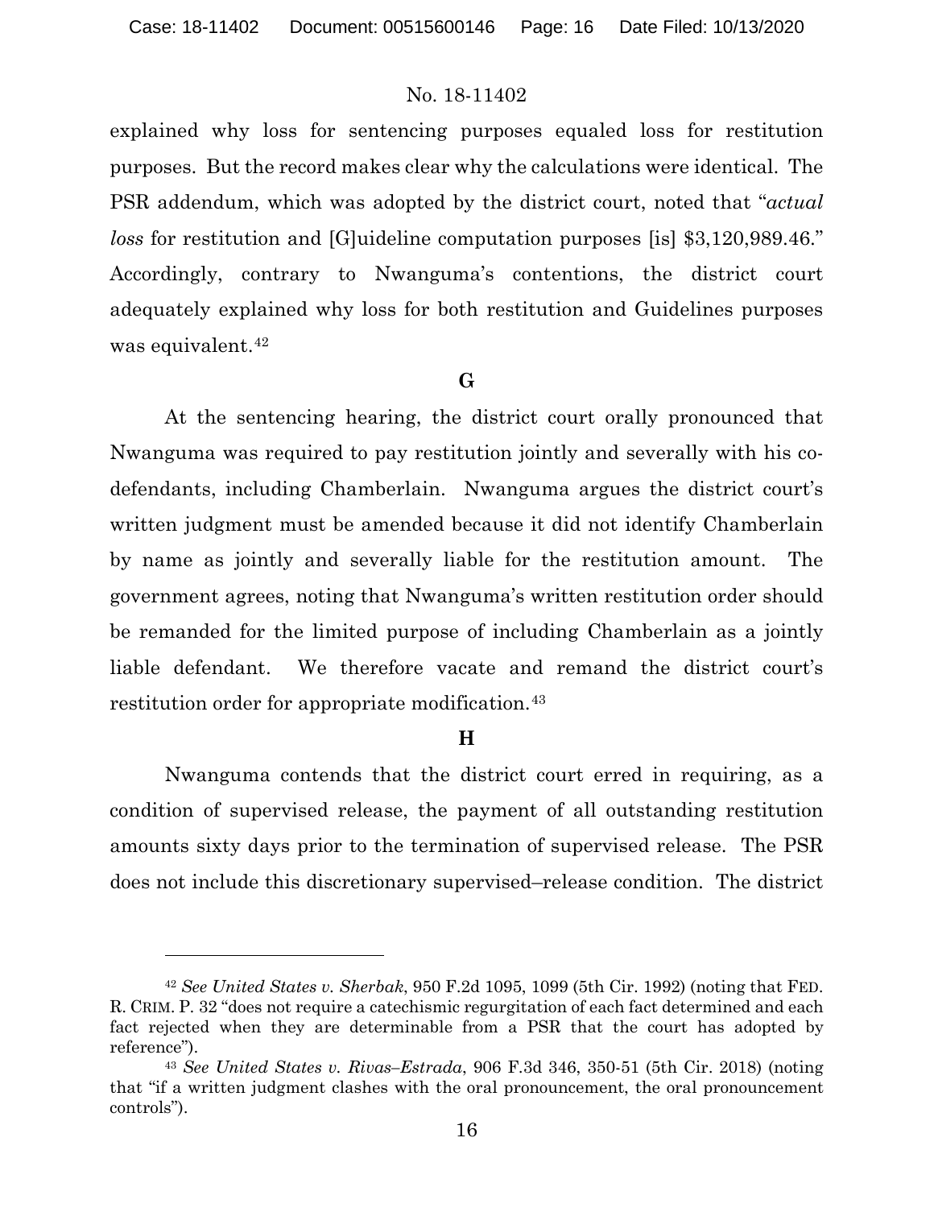explained why loss for sentencing purposes equaled loss for restitution purposes. But the record makes clear why the calculations were identical. The PSR addendum, which was adopted by the district court, noted that "*actual loss* for restitution and [G]uideline computation purposes [is] $3,120,989.46." Accordingly, contrary to Nwanguma's contentions, the district court adequately explained why loss for both restitution and Guidelines purposes was equivalent.[42]

### G

At the sentencing hearing, the district court orally pronounced that Nwanguma was required to pay restitution jointly and severally with his co-defendants, including Chamberlain. Nwanguma argues the district court's written judgment must be amended because it did not identify Chamberlain by name as jointly and severally liable for the restitution amount. The government agrees, noting that Nwanguma's written restitution order should be remanded for the limited purpose of including Chamberlain as a jointly liable defendant. We therefore vacate and remand the district court's restitution order for appropriate modification.[43]

### H

Nwanguma contends that the district court erred in requiring, as a condition of supervised release, the payment of all outstanding restitution amounts sixty days prior to the termination of supervised release. The PSR does not include this discretionary supervised–release condition. The district

---

[42] *See United States v. Sherbak*, 950 F.2d 1095, 1099 (5th Cir. 1992) (noting that FED. R. CRIM. P. 32 "does not require a catechismic regurgitation of each fact determined and each fact rejected when they are determinable from a PSR that the court has adopted by reference").

[43] *See United States v. Rivas–Estrada*, 906 F.3d 346, 350-51 (5th Cir. 2018) (noting that "if a written judgment clashes with the oral pronouncement, the oral pronouncement controls").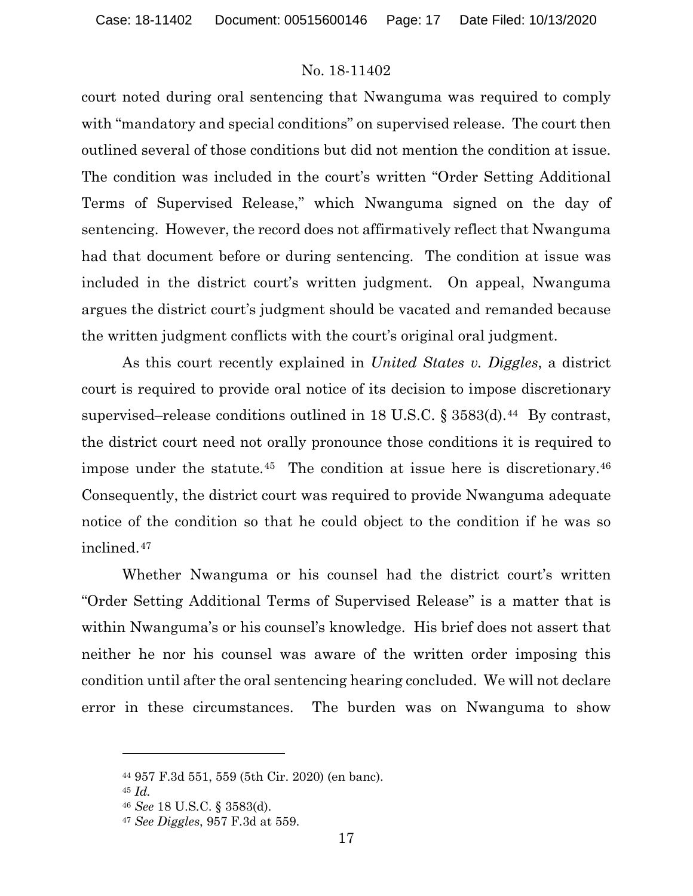court noted during oral sentencing that Nwanguma was required to comply with "mandatory and special conditions" on supervised release. The court then outlined several of those conditions but did not mention the condition at issue. The condition was included in the court's written "Order Setting Additional Terms of Supervised Release," which Nwanguma signed on the day of sentencing. However, the record does not affirmatively reflect that Nwanguma had that document before or during sentencing. The condition at issue was included in the district court's written judgment. On appeal, Nwanguma argues the district court's judgment should be vacated and remanded because the written judgment conflicts with the court's original oral judgment.

As this court recently explained in *United States v. Diggles*, a district court is required to provide oral notice of its decision to impose discretionary supervised–release conditions outlined in 18 U.S.C. § 3583(d).[44] By contrast, the district court need not orally pronounce those conditions it is required to impose under the statute.[45] The condition at issue here is discretionary.[46] Consequently, the district court was required to provide Nwanguma adequate notice of the condition so that he could object to the condition if he was so inclined.[47]

Whether Nwanguma or his counsel had the district court's written "Order Setting Additional Terms of Supervised Release" is a matter that is within Nwanguma's or his counsel's knowledge. His brief does not assert that neither he nor his counsel was aware of the written order imposing this condition until after the oral sentencing hearing concluded. We will not declare error in these circumstances. The burden was on Nwanguma to show

---

[44] 957 F.3d 551, 559 (5th Cir. 2020) (en banc).

[45] *Id.*

[46] *See* 18 U.S.C. § 3583(d).

[47] *See Diggles*, 957 F.3d at 559.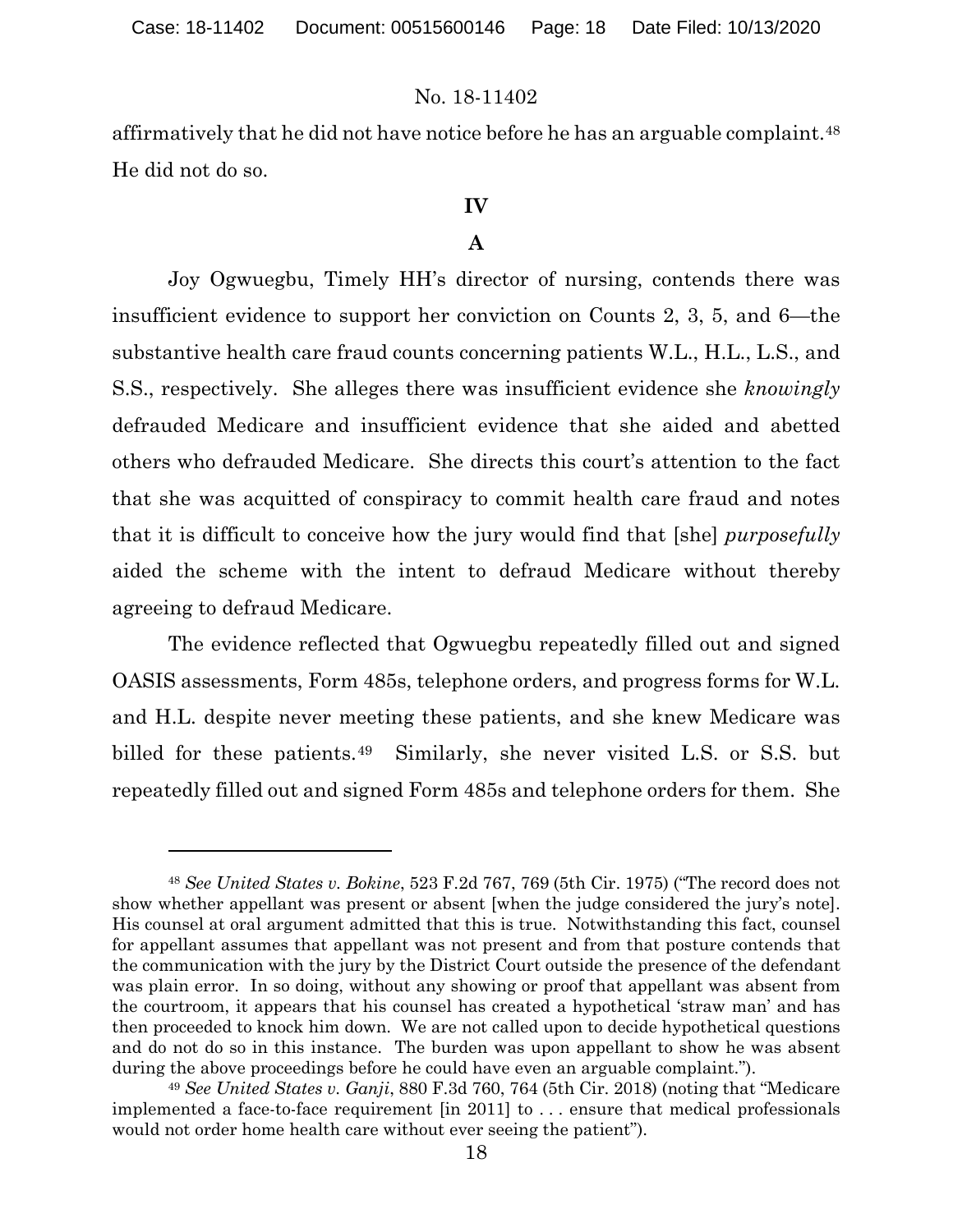affirmatively that he did not have notice before he has an arguable complaint.[48] He did not do so.

## IV

### A

Joy Ogwuegbu, Timely HH's director of nursing, contends there was insufficient evidence to support her conviction on Counts 2, 3, 5, and 6—the substantive health care fraud counts concerning patients W.L., H.L., L.S., and S.S., respectively. She alleges there was insufficient evidence she *knowingly* defrauded Medicare and insufficient evidence that she aided and abetted others who defrauded Medicare. She directs this court's attention to the fact that she was acquitted of conspiracy to commit health care fraud and notes that it is difficult to conceive how the jury would find that [she] *purposefully* aided the scheme with the intent to defraud Medicare without thereby agreeing to defraud Medicare.

The evidence reflected that Ogwuegbu repeatedly filled out and signed OASIS assessments, Form 485s, telephone orders, and progress forms for W.L. and H.L. despite never meeting these patients, and she knew Medicare was billed for these patients.[49] Similarly, she never visited L.S. or S.S. but repeatedly filled out and signed Form 485s and telephone orders for them. She

---

[48] *See United States v. Bokine*, 523 F.2d 767, 769 (5th Cir. 1975) ("The record does not show whether appellant was present or absent [when the judge considered the jury's note]. His counsel at oral argument admitted that this is true. Notwithstanding this fact, counsel for appellant assumes that appellant was not present and from that posture contends that the communication with the jury by the District Court outside the presence of the defendant was plain error. In so doing, without any showing or proof that appellant was absent from the courtroom, it appears that his counsel has created a hypothetical 'straw man' and has then proceeded to knock him down. We are not called upon to decide hypothetical questions and do not do so in this instance. The burden was upon appellant to show he was absent during the above proceedings before he could have even an arguable complaint.").

[49] *See United States v. Ganji*, 880 F.3d 760, 764 (5th Cir. 2018) (noting that "Medicare implemented a face-to-face requirement [in 2011] to . . . ensure that medical professionals would not order home health care without ever seeing the patient").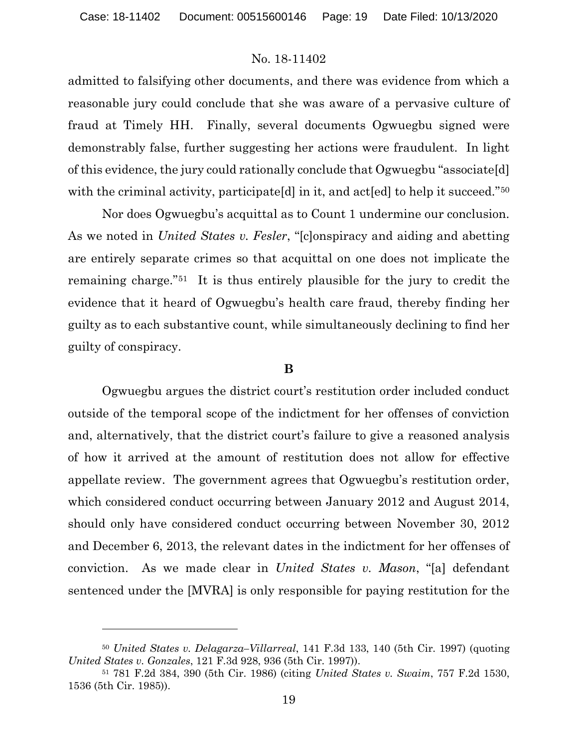admitted to falsifying other documents, and there was evidence from which a reasonable jury could conclude that she was aware of a pervasive culture of fraud at Timely HH. Finally, several documents Ogwuegbu signed were demonstrably false, further suggesting her actions were fraudulent. In light of this evidence, the jury could rationally conclude that Ogwuegbu "associate[d] with the criminal activity, participate[d] in it, and act[ed] to help it succeed."[50]

Nor does Ogwuegbu's acquittal as to Count 1 undermine our conclusion. As we noted in *United States v. Fesler*, "[c]onspiracy and aiding and abetting are entirely separate crimes so that acquittal on one does not implicate the remaining charge."[51] It is thus entirely plausible for the jury to credit the evidence that it heard of Ogwuegbu's health care fraud, thereby finding her guilty as to each substantive count, while simultaneously declining to find her guilty of conspiracy.

**B**

Ogwuegbu argues the district court's restitution order included conduct outside of the temporal scope of the indictment for her offenses of conviction and, alternatively, that the district court's failure to give a reasoned analysis of how it arrived at the amount of restitution does not allow for effective appellate review. The government agrees that Ogwuegbu's restitution order, which considered conduct occurring between January 2012 and August 2014, should only have considered conduct occurring between November 30, 2012 and December 6, 2013, the relevant dates in the indictment for her offenses of conviction. As we made clear in *United States v. Mason*, "[a] defendant sentenced under the [MVRA] is only responsible for paying restitution for the

---

[50] *United States v. Delagarza–Villarreal*, 141 F.3d 133, 140 (5th Cir. 1997) (quoting *United States v. Gonzales*, 121 F.3d 928, 936 (5th Cir. 1997)).

[51] 781 F.2d 384, 390 (5th Cir. 1986) (citing *United States v. Swaim*, 757 F.2d 1530, 1536 (5th Cir. 1985)).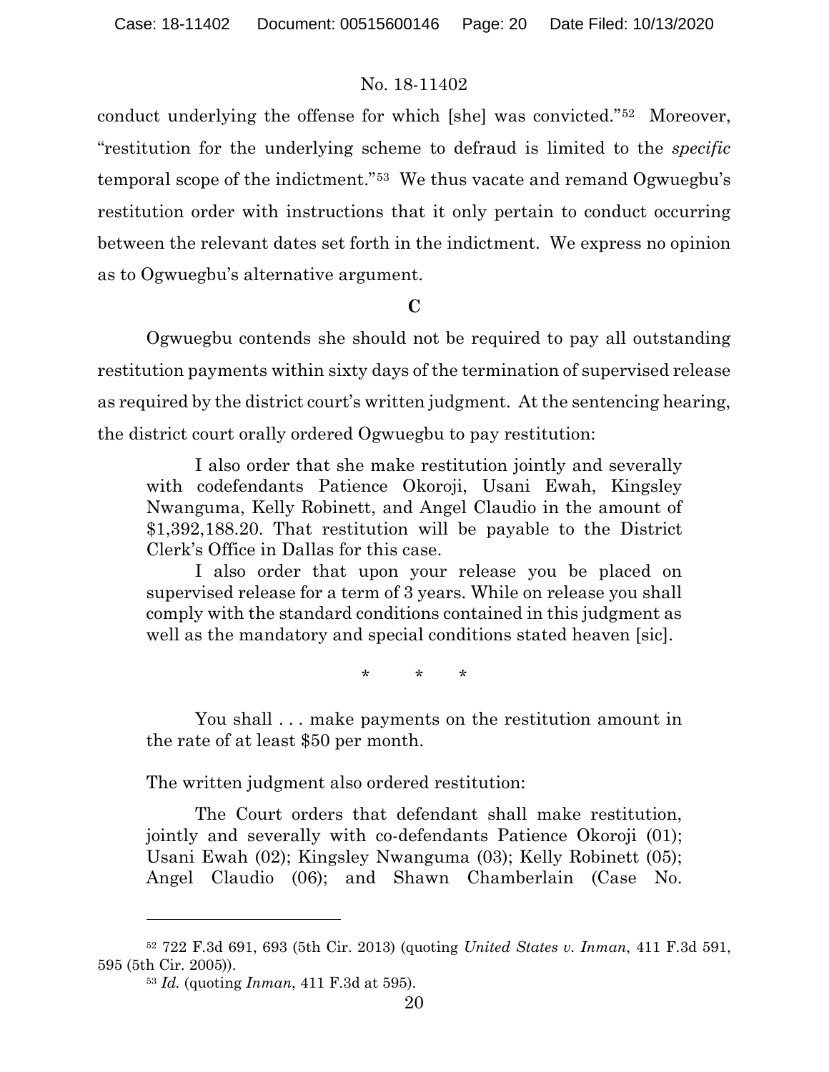conduct underlying the offense for which [she] was convicted."[52] Moreover, "restitution for the underlying scheme to defraud is limited to the *specific* temporal scope of the indictment."[53] We thus vacate and remand Ogwuegbu's restitution order with instructions that it only pertain to conduct occurring between the relevant dates set forth in the indictment. We express no opinion as to Ogwuegbu's alternative argument.

### C

Ogwuegbu contends she should not be required to pay all outstanding restitution payments within sixty days of the termination of supervised release as required by the district court's written judgment. At the sentencing hearing, the district court orally ordered Ogwuegbu to pay restitution:

> I also order that she make restitution jointly and severally with codefendants Patience Okoroji, Usani Ewah, Kingsley Nwanguma, Kelly Robinett, and Angel Claudio in the amount of $1,392,188.20. That restitution will be payable to the District Clerk's Office in Dallas for this case.
>
> I also order that upon your release you be placed on supervised release for a term of 3 years. While on release you shall comply with the standard conditions contained in this judgment as well as the mandatory and special conditions stated heaven [sic].
>
> \* \* \*
>
> You shall . . . make payments on the restitution amount in the rate of at least $50 per month.

The written judgment also ordered restitution:

> The Court orders that defendant shall make restitution, jointly and severally with co-defendants Patience Okoroji (01); Usani Ewah (02); Kingsley Nwanguma (03); Kelly Robinett (05); Angel Claudio (06); and Shawn Chamberlain (Case No.

---

[52] 722 F.3d 691, 693 (5th Cir. 2013) (quoting *United States v. Inman*, 411 F.3d 591, 595 (5th Cir. 2005)).

[53] *Id.* (quoting *Inman*, 411 F.3d at 595).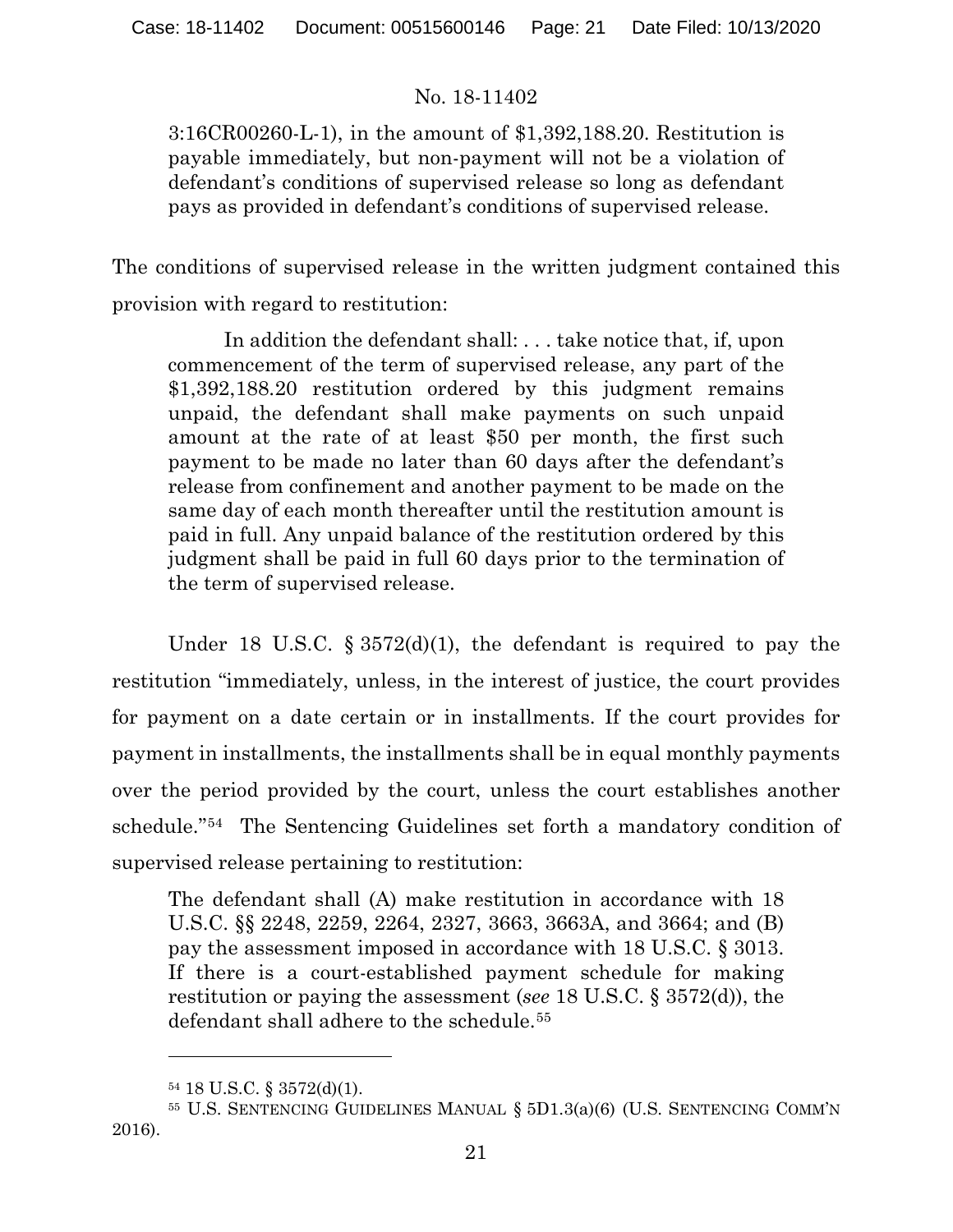3:16CR00260-L-1), in the amount of $1,392,188.20. Restitution is payable immediately, but non-payment will not be a violation of defendant's conditions of supervised release so long as defendant pays as provided in defendant's conditions of supervised release.

The conditions of supervised release in the written judgment contained this provision with regard to restitution:

> In addition the defendant shall: . . . take notice that, if, upon commencement of the term of supervised release, any part of the $1,392,188.20 restitution ordered by this judgment remains unpaid, the defendant shall make payments on such unpaid amount at the rate of at least $50 per month, the first such payment to be made no later than 60 days after the defendant's release from confinement and another payment to be made on the same day of each month thereafter until the restitution amount is paid in full. Any unpaid balance of the restitution ordered by this judgment shall be paid in full 60 days prior to the termination of the term of supervised release.

Under 18 U.S.C. § 3572(d)(1), the defendant is required to pay the restitution "immediately, unless, in the interest of justice, the court provides for payment on a date certain or in installments. If the court provides for payment in installments, the installments shall be in equal monthly payments over the period provided by the court, unless the court establishes another schedule."[54] The Sentencing Guidelines set forth a mandatory condition of supervised release pertaining to restitution:

> The defendant shall (A) make restitution in accordance with 18 U.S.C. §§ 2248, 2259, 2264, 2327, 3663, 3663A, and 3664; and (B) pay the assessment imposed in accordance with 18 U.S.C. § 3013. If there is a court-established payment schedule for making restitution or paying the assessment (*see* 18 U.S.C. § 3572(d)), the defendant shall adhere to the schedule.[55]

---

[54] 18 U.S.C. § 3572(d)(1).

[55] U.S. SENTENCING GUIDELINES MANUAL § 5D1.3(a)(6) (U.S. SENTENCING COMM'N 2016).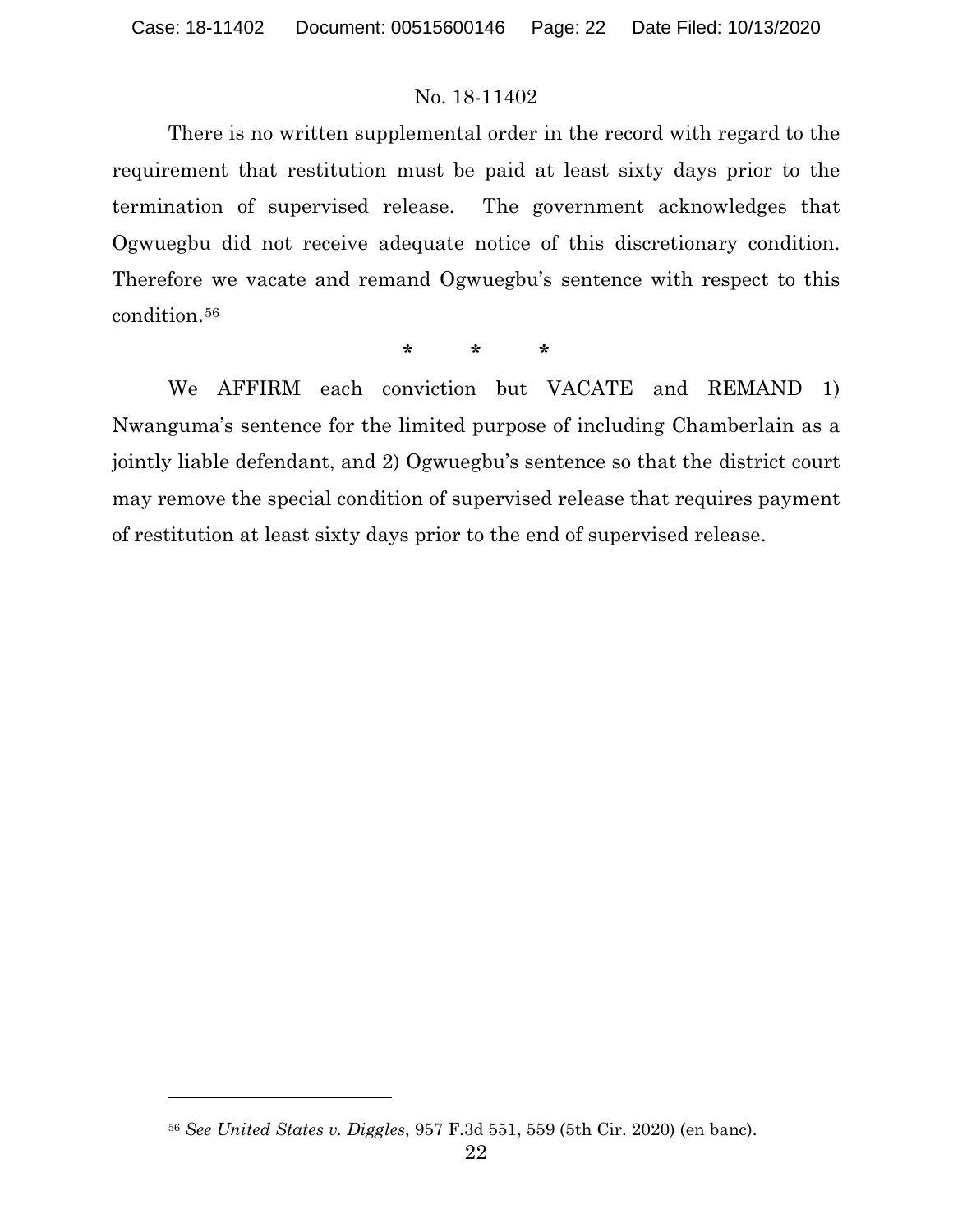There is no written supplemental order in the record with regard to the requirement that restitution must be paid at least sixty days prior to the termination of supervised release. The government acknowledges that Ogwuegbu did not receive adequate notice of this discretionary condition. Therefore we vacate and remand Ogwuegbu's sentence with respect to this condition.[56]

\* \* \*

We AFFIRM each conviction but VACATE and REMAND 1) Nwanguma's sentence for the limited purpose of including Chamberlain as a jointly liable defendant, and 2) Ogwuegbu's sentence so that the district court may remove the special condition of supervised release that requires payment of restitution at least sixty days prior to the end of supervised release.

---

[56] *See United States v. Diggles*, 957 F.3d 551, 559 (5th Cir. 2020) (en banc).